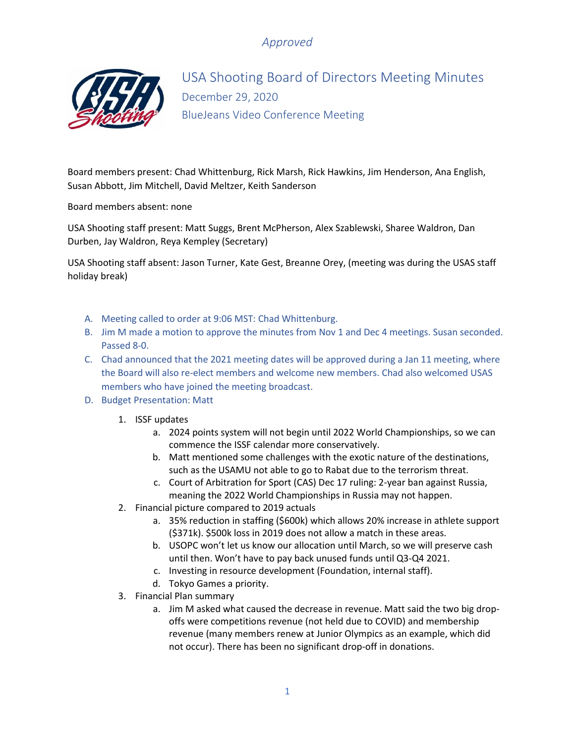*Approved*

# USA Shooting Board of Directors Meeting Minutes

December 29, 2020

BlueJeans Video Conference Meeting

Board members present: Chad Whittenburg, Rick Marsh, Rick Hawkins, Jim Henderson, Ana English, Susan Abbott, Jim Mitchell, David Meltzer, Keith Sanderson

Board members absent: none

USA Shooting staff present: Matt Suggs, Brent McPherson, Alex Szablewski, Sharee Waldron, Dan Durben, Jay Waldron, Reya Kempley (Secretary)

USA Shooting staff absent: Jason Turner, Kate Gest, Breanne Orey, (meeting was during the USAS staff holiday break)

A. Meeting called to order at 9:06 MST: Chad Whittenburg.
B. Jim M made a motion to approve the minutes from Nov 1 and Dec 4 meetings. Susan seconded. Passed 8-0.
C. Chad announced that the 2021 meeting dates will be approved during a Jan 11 meeting, where the Board will also re-elect members and welcome new members. Chad also welcomed USAS members who have joined the meeting broadcast.
D. Budget Presentation: Matt
    1. ISSF updates
        a. 2024 points system will not begin until 2022 World Championships, so we can commence the ISSF calendar more conservatively.
        b. Matt mentioned some challenges with the exotic nature of the destinations, such as the USAMU not able to go to Rabat due to the terrorism threat.
        c. Court of Arbitration for Sport (CAS) Dec 17 ruling: 2-year ban against Russia, meaning the 2022 World Championships in Russia may not happen.
    2. Financial picture compared to 2019 actuals
        a. 35% reduction in staffing ($600k) which allows 20% increase in athlete support ($371k). $500k loss in 2019 does not allow a match in these areas.
        b. USOPC won't let us know our allocation until March, so we will preserve cash until then. Won't have to pay back unused funds until Q3-Q4 2021.
        c. Investing in resource development (Foundation, internal staff).
        d. Tokyo Games a priority.
    3. Financial Plan summary
        a. Jim M asked what caused the decrease in revenue. Matt said the two big drop-offs were competitions revenue (not held due to COVID) and membership revenue (many members renew at Junior Olympics as an example, which did not occur). There has been no significant drop-off in donations.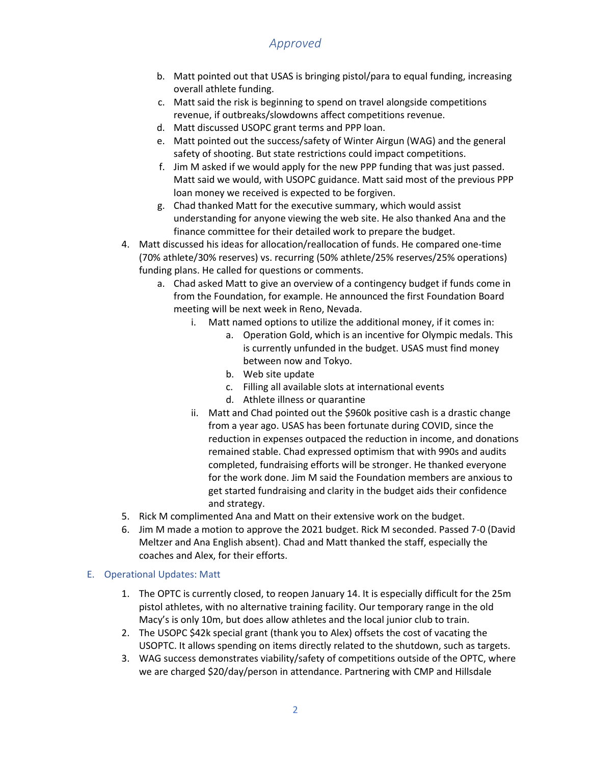*Approved*

   b. Matt pointed out that USAS is bringing pistol/para to equal funding, increasing overall athlete funding.
   c. Matt said the risk is beginning to spend on travel alongside competitions revenue, if outbreaks/slowdowns affect competitions revenue.
   d. Matt discussed USOPC grant terms and PPP loan.
   e. Matt pointed out the success/safety of Winter Airgun (WAG) and the general safety of shooting. But state restrictions could impact competitions.
   f. Jim M asked if we would apply for the new PPP funding that was just passed. Matt said we would, with USOPC guidance. Matt said most of the previous PPP loan money we received is expected to be forgiven.
   g. Chad thanked Matt for the executive summary, which would assist understanding for anyone viewing the web site. He also thanked Ana and the finance committee for their detailed work to prepare the budget.

4. Matt discussed his ideas for allocation/reallocation of funds. He compared one-time (70% athlete/30% reserves) vs. recurring (50% athlete/25% reserves/25% operations) funding plans. He called for questions or comments.
   a. Chad asked Matt to give an overview of a contingency budget if funds come in from the Foundation, for example. He announced the first Foundation Board meeting will be next week in Reno, Nevada.
      i. Matt named options to utilize the additional money, if it comes in:
         a. Operation Gold, which is an incentive for Olympic medals. This is currently unfunded in the budget. USAS must find money between now and Tokyo.
         b. Web site update
         c. Filling all available slots at international events
         d. Athlete illness or quarantine
      ii. Matt and Chad pointed out the $960k positive cash is a drastic change from a year ago. USAS has been fortunate during COVID, since the reduction in expenses outpaced the reduction in income, and donations remained stable. Chad expressed optimism that with 990s and audits completed, fundraising efforts will be stronger. He thanked everyone for the work done. Jim M said the Foundation members are anxious to get started fundraising and clarity in the budget aids their confidence and strategy.
5. Rick M complimented Ana and Matt on their extensive work on the budget.
6. Jim M made a motion to approve the 2021 budget. Rick M seconded. Passed 7-0 (David Meltzer and Ana English absent). Chad and Matt thanked the staff, especially the coaches and Alex, for their efforts.

## E. Operational Updates: Matt

1. The OPTC is currently closed, to reopen January 14. It is especially difficult for the 25m pistol athletes, with no alternative training facility. Our temporary range in the old Macy's is only 10m, but does allow athletes and the local junior club to train.
2. The USOPC $42k special grant (thank you to Alex) offsets the cost of vacating the USOPTC. It allows spending on items directly related to the shutdown, such as targets.
3. WAG success demonstrates viability/safety of competitions outside of the OPTC, where we are charged $20/day/person in attendance. Partnering with CMP and Hillsdale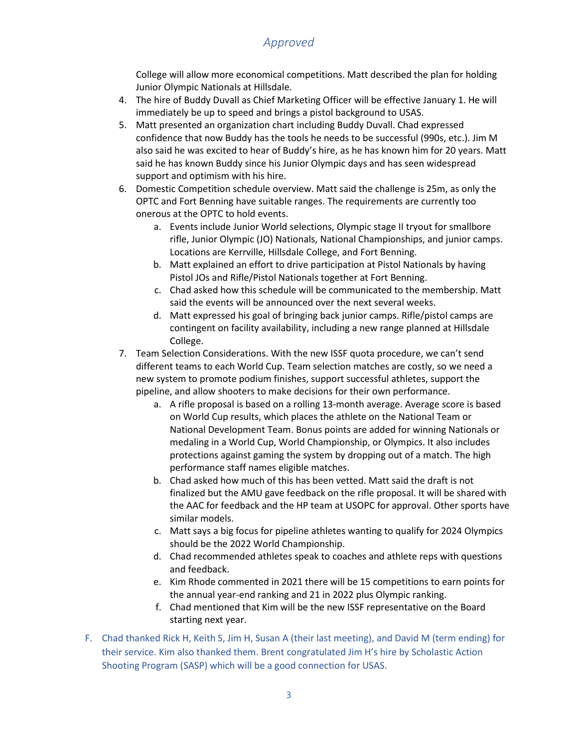*Approved*

College will allow more economical competitions. Matt described the plan for holding Junior Olympic Nationals at Hillsdale.

4. The hire of Buddy Duvall as Chief Marketing Officer will be effective January 1. He will immediately be up to speed and brings a pistol background to USAS.
5. Matt presented an organization chart including Buddy Duvall. Chad expressed confidence that now Buddy has the tools he needs to be successful (990s, etc.). Jim M also said he was excited to hear of Buddy's hire, as he has known him for 20 years. Matt said he has known Buddy since his Junior Olympic days and has seen widespread support and optimism with his hire.
6. Domestic Competition schedule overview. Matt said the challenge is 25m, as only the OPTC and Fort Benning have suitable ranges. The requirements are currently too onerous at the OPTC to hold events.
    a. Events include Junior World selections, Olympic stage II tryout for smallbore rifle, Junior Olympic (JO) Nationals, National Championships, and junior camps. Locations are Kerrville, Hillsdale College, and Fort Benning.
    b. Matt explained an effort to drive participation at Pistol Nationals by having Pistol JOs and Rifle/Pistol Nationals together at Fort Benning.
    c. Chad asked how this schedule will be communicated to the membership. Matt said the events will be announced over the next several weeks.
    d. Matt expressed his goal of bringing back junior camps. Rifle/pistol camps are contingent on facility availability, including a new range planned at Hillsdale College.
7. Team Selection Considerations. With the new ISSF quota procedure, we can't send different teams to each World Cup. Team selection matches are costly, so we need a new system to promote podium finishes, support successful athletes, support the pipeline, and allow shooters to make decisions for their own performance.
    a. A rifle proposal is based on a rolling 13-month average. Average score is based on World Cup results, which places the athlete on the National Team or National Development Team. Bonus points are added for winning Nationals or medaling in a World Cup, World Championship, or Olympics. It also includes protections against gaming the system by dropping out of a match. The high performance staff names eligible matches.
    b. Chad asked how much of this has been vetted. Matt said the draft is not finalized but the AMU gave feedback on the rifle proposal. It will be shared with the AAC for feedback and the HP team at USOPC for approval. Other sports have similar models.
    c. Matt says a big focus for pipeline athletes wanting to qualify for 2024 Olympics should be the 2022 World Championship.
    d. Chad recommended athletes speak to coaches and athlete reps with questions and feedback.
    e. Kim Rhode commented in 2021 there will be 15 competitions to earn points for the annual year-end ranking and 21 in 2022 plus Olympic ranking.
    f. Chad mentioned that Kim will be the new ISSF representative on the Board starting next year.

F. Chad thanked Rick H, Keith S, Jim H, Susan A (their last meeting), and David M (term ending) for their service. Kim also thanked them. Brent congratulated Jim H's hire by Scholastic Action Shooting Program (SASP) which will be a good connection for USAS.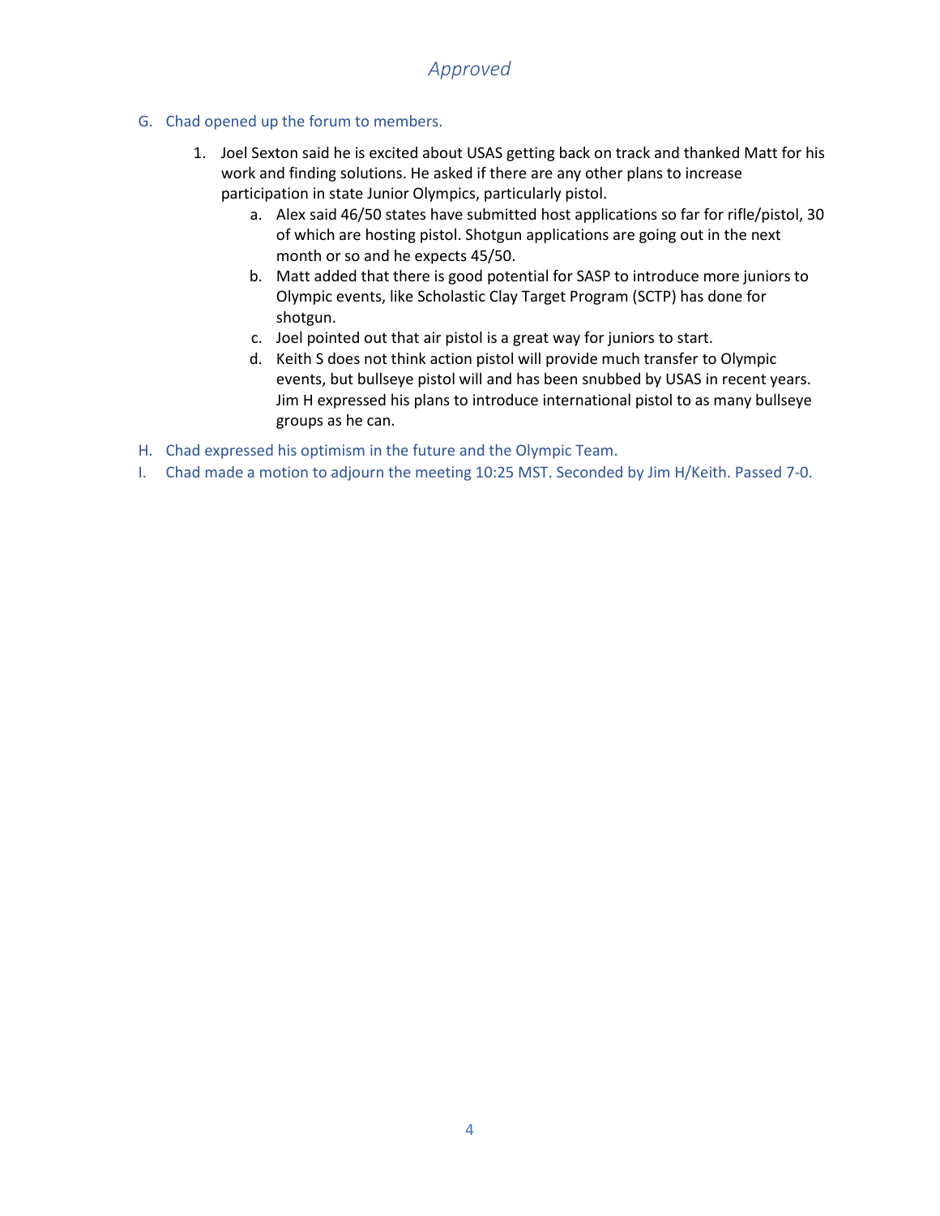*Approved*

G. Chad opened up the forum to members.

1. Joel Sexton said he is excited about USAS getting back on track and thanked Matt for his work and finding solutions. He asked if there are any other plans to increase participation in state Junior Olympics, particularly pistol.
    a. Alex said 46/50 states have submitted host applications so far for rifle/pistol, 30 of which are hosting pistol. Shotgun applications are going out in the next month or so and he expects 45/50.
    b. Matt added that there is good potential for SASP to introduce more juniors to Olympic events, like Scholastic Clay Target Program (SCTP) has done for shotgun.
    c. Joel pointed out that air pistol is a great way for juniors to start.
    d. Keith S does not think action pistol will provide much transfer to Olympic events, but bullseye pistol will and has been snubbed by USAS in recent years. Jim H expressed his plans to introduce international pistol to as many bullseye groups as he can.

H. Chad expressed his optimism in the future and the Olympic Team.

I. Chad made a motion to adjourn the meeting 10:25 MST. Seconded by Jim H/Keith. Passed 7-0.